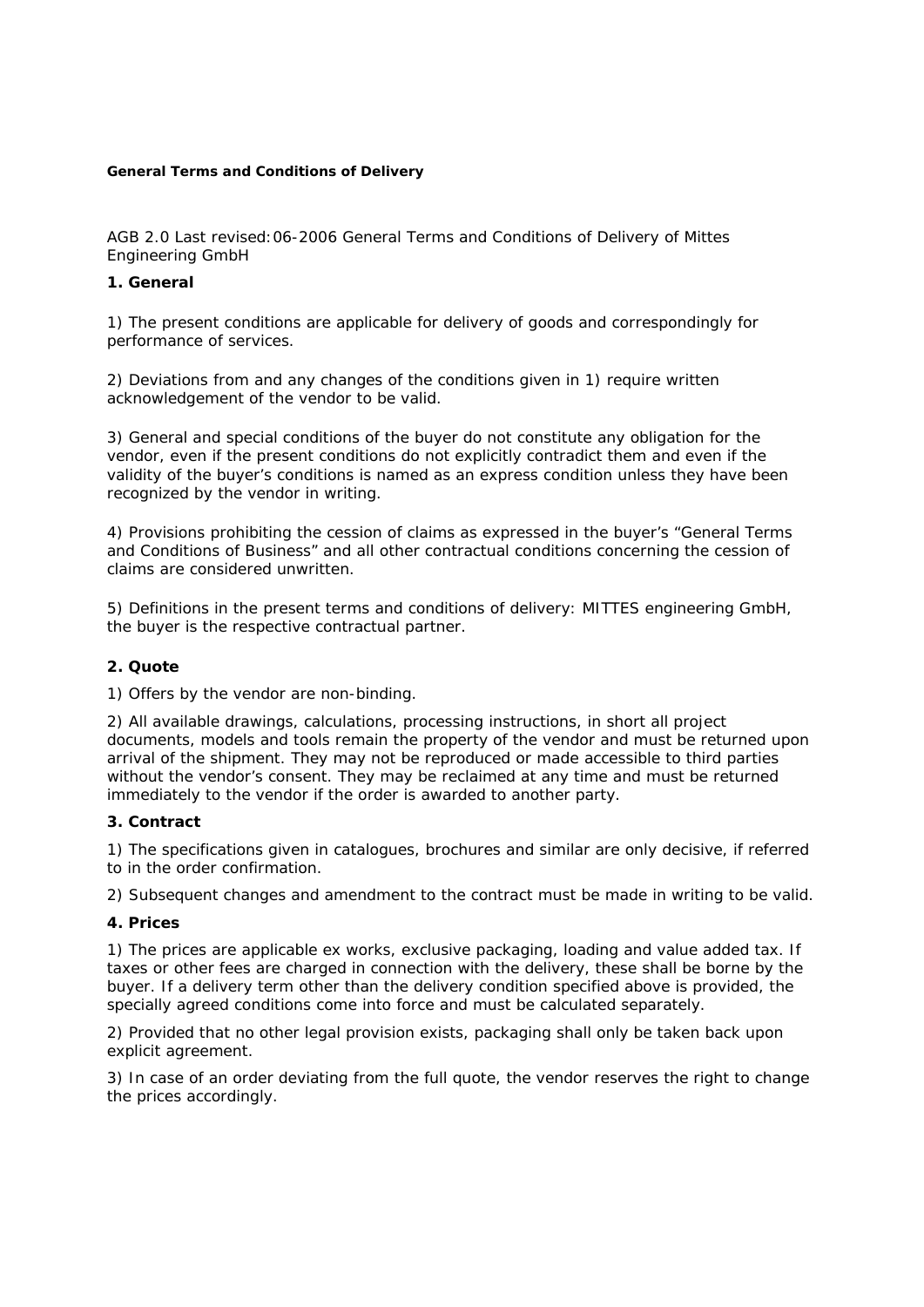**General Terms and Conditions of Delivery**

AGB 2.0 Last revised: 06-2006 General Terms and Conditions of Delivery of Mittes Engineering GmbH

**1. General**

1) The present conditions are applicable for delivery of goods and correspondingly for performance of services.

2) Deviations from and any changes of the conditions given in 1) require written acknowledgement of the vendor to be valid.

3) General and special conditions of the buyer do not constitute any obligation for the vendor, even if the present conditions do not explicitly contradict them and even if the validity of the buyer's conditions is named as an express condition unless they have been recognized by the vendor in writing.

4) Provisions prohibiting the cession of claims as expressed in the buyer's "General Terms and Conditions of Business" and all other contractual conditions concerning the cession of claims are considered unwritten.

5) Definitions in the present terms and conditions of delivery: MITTES engineering GmbH, the buyer is the respective contractual partner.

**2. Quote**

1) Offers by the vendor are non-binding.

2) All available drawings, calculations, processing instructions, in short all project documents, models and tools remain the property of the vendor and must be returned upon arrival of the shipment. They may not be reproduced or made accessible to third parties without the vendor's consent. They may be reclaimed at any time and must be returned immediately to the vendor if the order is awarded to another party.

**3. Contract**

1) The specifications given in catalogues, brochures and similar are only decisive, if referred to in the order confirmation.

2) Subsequent changes and amendment to the contract must be made in writing to be valid.

**4. Prices**

1) The prices are applicable ex works, exclusive packaging, loading and value added tax. If taxes or other fees are charged in connection with the delivery, these shall be borne by the buyer. If a delivery term other than the delivery condition specified above is provided, the specially agreed conditions come into force and must be calculated separately.

2) Provided that no other legal provision exists, packaging shall only be taken back upon explicit agreement.

3) In case of an order deviating from the full quote, the vendor reserves the right to change the prices accordingly.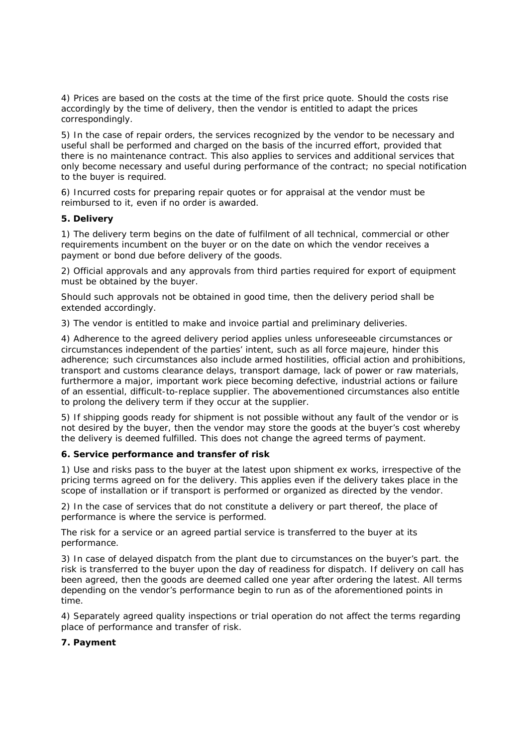4) Prices are based on the costs at the time of the first price quote. Should the costs rise accordingly by the time of delivery, then the vendor is entitled to adapt the prices correspondingly.

5) In the case of repair orders, the services recognized by the vendor to be necessary and useful shall be performed and charged on the basis of the incurred effort, provided that there is no maintenance contract. This also applies to services and additional services that only become necessary and useful during performance of the contract; no special notification to the buyer is required.

6) Incurred costs for preparing repair quotes or for appraisal at the vendor must be reimbursed to it, even if no order is awarded.

**5. Delivery**

1) The delivery term begins on the date of fulfilment of all technical, commercial or other requirements incumbent on the buyer or on the date on which the vendor receives a payment or bond due before delivery of the goods.

2) Official approvals and any approvals from third parties required for export of equipment must be obtained by the buyer.

Should such approvals not be obtained in good time, then the delivery period shall be extended accordingly.

3) The vendor is entitled to make and invoice partial and preliminary deliveries.

4) Adherence to the agreed delivery period applies unless unforeseeable circumstances or circumstances independent of the parties' intent, such as all force majeure, hinder this adherence; such circumstances also include armed hostilities, official action and prohibitions, transport and customs clearance delays, transport damage, lack of power or raw materials, furthermore a major, important work piece becoming defective, industrial actions or failure of an essential, difficult-to-replace supplier. The abovementioned circumstances also entitle to prolong the delivery term if they occur at the supplier.

5) If shipping goods ready for shipment is not possible without any fault of the vendor or is not desired by the buyer, then the vendor may store the goods at the buyer's cost whereby the delivery is deemed fulfilled. This does not change the agreed terms of payment.

**6. Service performance and transfer of risk**

1) Use and risks pass to the buyer at the latest upon shipment ex works, irrespective of the pricing terms agreed on for the delivery. This applies even if the delivery takes place in the scope of installation or if transport is performed or organized as directed by the vendor.

2) In the case of services that do not constitute a delivery or part thereof, the place of performance is where the service is performed.

The risk for a service or an agreed partial service is transferred to the buyer at its performance.

3) In case of delayed dispatch from the plant due to circumstances on the buyer's part. the risk is transferred to the buyer upon the day of readiness for dispatch. If delivery on call has been agreed, then the goods are deemed called one year after ordering the latest. All terms depending on the vendor's performance begin to run as of the aforementioned points in time.

4) Separately agreed quality inspections or trial operation do not affect the terms regarding place of performance and transfer of risk.

**7. Payment**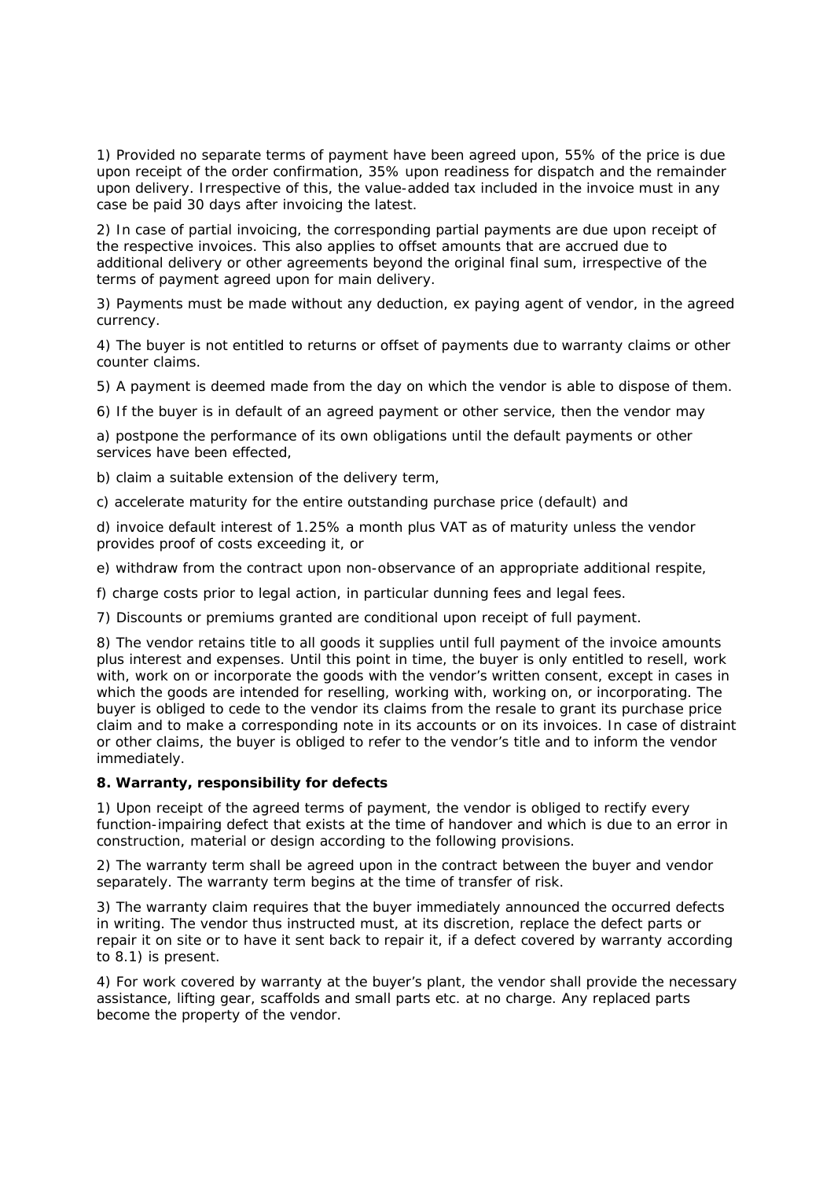1) Provided no separate terms of payment have been agreed upon, 55% of the price is due upon receipt of the order confirmation, 35% upon readiness for dispatch and the remainder upon delivery. Irrespective of this, the value-added tax included in the invoice must in any case be paid 30 days after invoicing the latest.

2) In case of partial invoicing, the corresponding partial payments are due upon receipt of the respective invoices. This also applies to offset amounts that are accrued due to additional delivery or other agreements beyond the original final sum, irrespective of the terms of payment agreed upon for main delivery.

3) Payments must be made without any deduction, ex paying agent of vendor, in the agreed currency.

4) The buyer is not entitled to returns or offset of payments due to warranty claims or other counter claims.

5) A payment is deemed made from the day on which the vendor is able to dispose of them.

6) If the buyer is in default of an agreed payment or other service, then the vendor may

a) postpone the performance of its own obligations until the default payments or other services have been effected,

b) claim a suitable extension of the delivery term,

c) accelerate maturity for the entire outstanding purchase price (default) and

d) invoice default interest of 1.25% a month plus VAT as of maturity unless the vendor provides proof of costs exceeding it, or

e) withdraw from the contract upon non-observance of an appropriate additional respite,

f) charge costs prior to legal action, in particular dunning fees and legal fees.

7) Discounts or premiums granted are conditional upon receipt of full payment.

8) The vendor retains title to all goods it supplies until full payment of the invoice amounts plus interest and expenses. Until this point in time, the buyer is only entitled to resell, work with, work on or incorporate the goods with the vendor's written consent, except in cases in which the goods are intended for reselling, working with, working on, or incorporating. The buyer is obliged to cede to the vendor its claims from the resale to grant its purchase price claim and to make a corresponding note in its accounts or on its invoices. In case of distraint or other claims, the buyer is obliged to refer to the vendor's title and to inform the vendor immediately.

**8. Warranty, responsibility for defects**

1) Upon receipt of the agreed terms of payment, the vendor is obliged to rectify every function-impairing defect that exists at the time of handover and which is due to an error in construction, material or design according to the following provisions.

2) The warranty term shall be agreed upon in the contract between the buyer and vendor separately. The warranty term begins at the time of transfer of risk.

3) The warranty claim requires that the buyer immediately announced the occurred defects in writing. The vendor thus instructed must, at its discretion, replace the defect parts or repair it on site or to have it sent back to repair it, if a defect covered by warranty according to 8.1) is present.

4) For work covered by warranty at the buyer's plant, the vendor shall provide the necessary assistance, lifting gear, scaffolds and small parts etc. at no charge. Any replaced parts become the property of the vendor.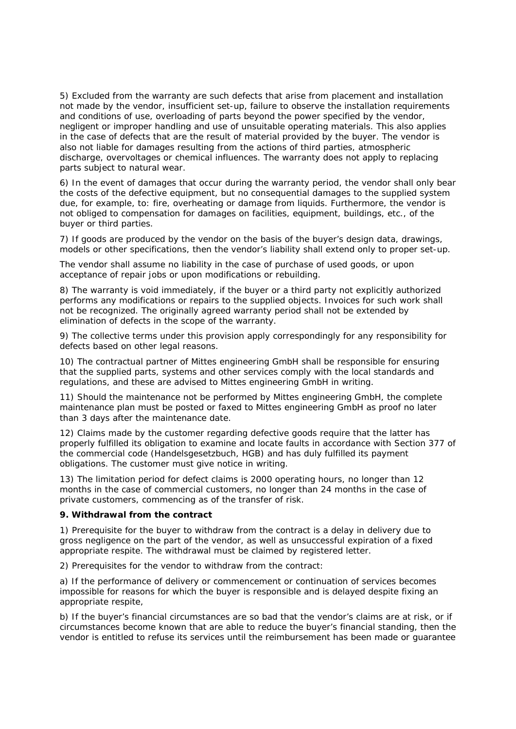5) Excluded from the warranty are such defects that arise from placement and installation not made by the vendor, insufficient set-up, failure to observe the installation requirements and conditions of use, overloading of parts beyond the power specified by the vendor, negligent or improper handling and use of unsuitable operating materials. This also applies in the case of defects that are the result of material provided by the buyer. The vendor is also not liable for damages resulting from the actions of third parties, atmospheric discharge, overvoltages or chemical influences. The warranty does not apply to replacing parts subject to natural wear.

6) In the event of damages that occur during the warranty period, the vendor shall only bear the costs of the defective equipment, but no consequential damages to the supplied system due, for example, to: fire, overheating or damage from liquids. Furthermore, the vendor is not obliged to compensation for damages on facilities, equipment, buildings, etc., of the buyer or third parties.

7) If goods are produced by the vendor on the basis of the buyer's design data, drawings, models or other specifications, then the vendor's liability shall extend only to proper set-up.

The vendor shall assume no liability in the case of purchase of used goods, or upon acceptance of repair jobs or upon modifications or rebuilding.

8) The warranty is void immediately, if the buyer or a third party not explicitly authorized performs any modifications or repairs to the supplied objects. Invoices for such work shall not be recognized. The originally agreed warranty period shall not be extended by elimination of defects in the scope of the warranty.

9) The collective terms under this provision apply correspondingly for any responsibility for defects based on other legal reasons.

10) The contractual partner of Mittes engineering GmbH shall be responsible for ensuring that the supplied parts, systems and other services comply with the local standards and regulations, and these are advised to Mittes engineering GmbH in writing.

11) Should the maintenance not be performed by Mittes engineering GmbH, the complete maintenance plan must be posted or faxed to Mittes engineering GmbH as proof no later than 3 days after the maintenance date.

12) Claims made by the customer regarding defective goods require that the latter has properly fulfilled its obligation to examine and locate faults in accordance with Section 377 of the commercial code (Handelsgesetzbuch, HGB) and has duly fulfilled its payment obligations. The customer must give notice in writing.

13) The limitation period for defect claims is 2000 operating hours, no longer than 12 months in the case of commercial customers, no longer than 24 months in the case of private customers, commencing as of the transfer of risk.

**9. Withdrawal from the contract**

1) Prerequisite for the buyer to withdraw from the contract is a delay in delivery due to gross negligence on the part of the vendor, as well as unsuccessful expiration of a fixed appropriate respite. The withdrawal must be claimed by registered letter.

2) Prerequisites for the vendor to withdraw from the contract:

a) If the performance of delivery or commencement or continuation of services becomes impossible for reasons for which the buyer is responsible and is delayed despite fixing an appropriate respite,

b) If the buyer's financial circumstances are so bad that the vendor's claims are at risk, or if circumstances become known that are able to reduce the buyer's financial standing, then the vendor is entitled to refuse its services until the reimbursement has been made or guarantee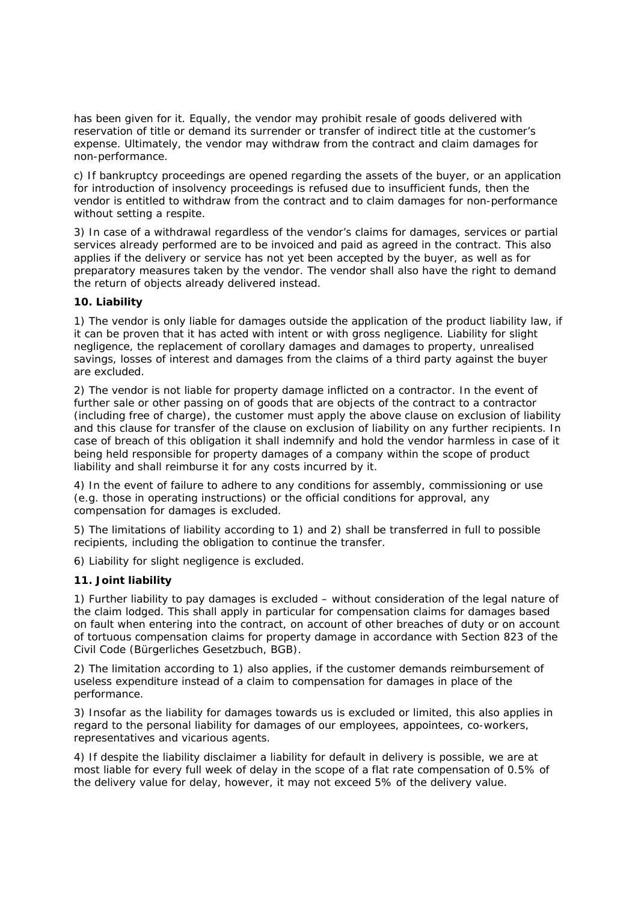has been given for it. Equally, the vendor may prohibit resale of goods delivered with reservation of title or demand its surrender or transfer of indirect title at the customer's expense. Ultimately, the vendor may withdraw from the contract and claim damages for non-performance.

c) If bankruptcy proceedings are opened regarding the assets of the buyer, or an application for introduction of insolvency proceedings is refused due to insufficient funds, then the vendor is entitled to withdraw from the contract and to claim damages for non-performance without setting a respite.

3) In case of a withdrawal regardless of the vendor's claims for damages, services or partial services already performed are to be invoiced and paid as agreed in the contract. This also applies if the delivery or service has not yet been accepted by the buyer, as well as for preparatory measures taken by the vendor. The vendor shall also have the right to demand the return of objects already delivered instead.

**10. Liability**

1) The vendor is only liable for damages outside the application of the product liability law, if it can be proven that it has acted with intent or with gross negligence. Liability for slight negligence, the replacement of corollary damages and damages to property, unrealised savings, losses of interest and damages from the claims of a third party against the buyer are excluded.

2) The vendor is not liable for property damage inflicted on a contractor. In the event of further sale or other passing on of goods that are objects of the contract to a contractor (including free of charge), the customer must apply the above clause on exclusion of liability and this clause for transfer of the clause on exclusion of liability on any further recipients. In case of breach of this obligation it shall indemnify and hold the vendor harmless in case of it being held responsible for property damages of a company within the scope of product liability and shall reimburse it for any costs incurred by it.

4) In the event of failure to adhere to any conditions for assembly, commissioning or use (e.g. those in operating instructions) or the official conditions for approval, any compensation for damages is excluded.

5) The limitations of liability according to 1) and 2) shall be transferred in full to possible recipients, including the obligation to continue the transfer.

6) Liability for slight negligence is excluded.

**11. Joint liability**

1) Further liability to pay damages is excluded – without consideration of the legal nature of the claim lodged. This shall apply in particular for compensation claims for damages based on fault when entering into the contract, on account of other breaches of duty or on account of tortuous compensation claims for property damage in accordance with Section 823 of the Civil Code (Bürgerliches Gesetzbuch, BGB).

2) The limitation according to 1) also applies, if the customer demands reimbursement of useless expenditure instead of a claim to compensation for damages in place of the performance.

3) Insofar as the liability for damages towards us is excluded or limited, this also applies in regard to the personal liability for damages of our employees, appointees, co-workers, representatives and vicarious agents.

4) If despite the liability disclaimer a liability for default in delivery is possible, we are at most liable for every full week of delay in the scope of a flat rate compensation of 0.5% of the delivery value for delay, however, it may not exceed 5% of the delivery value.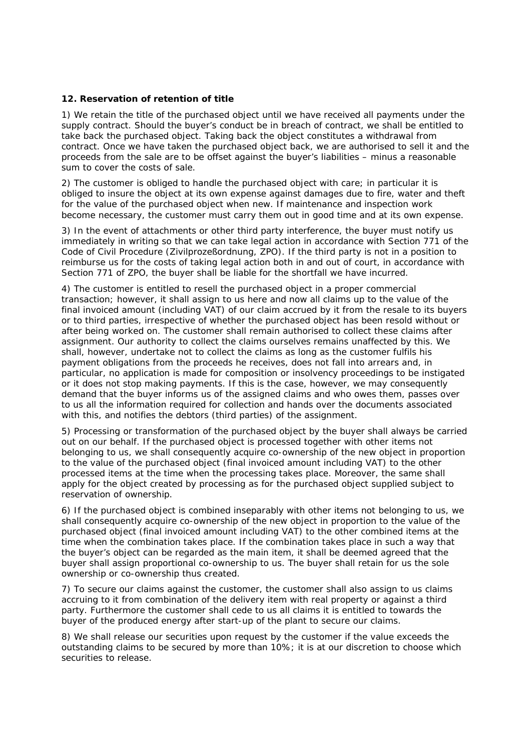### 12. Reservation of retention of title

1) We retain the title of the purchased object until we have received all payments under the supply contract. Should the buyer's conduct be in breach of contract, we shall be entitled to take back the purchased object. Taking back the object constitutes a withdrawal from contract. Once we have taken the purchased object back, we are authorised to sell it and the proceeds from the sale are to be offset against the buyer's liabilities – minus a reasonable sum to cover the costs of sale.

2) The customer is obliged to handle the purchased object with care; in particular it is obliged to insure the object at its own expense against damages due to fire, water and theft for the value of the purchased object when new. If maintenance and inspection work become necessary, the customer must carry them out in good time and at its own expense.

3) In the event of attachments or other third party interference, the buyer must notify us immediately in writing so that we can take legal action in accordance with Section 771 of the Code of Civil Procedure (Zivilprozeßordnung, ZPO). If the third party is not in a position to reimburse us for the costs of taking legal action both in and out of court, in accordance with Section 771 of ZPO, the buyer shall be liable for the shortfall we have incurred.

4) The customer is entitled to resell the purchased object in a proper commercial transaction; however, it shall assign to us here and now all claims up to the value of the final invoiced amount (including VAT) of our claim accrued by it from the resale to its buyers or to third parties, irrespective of whether the purchased object has been resold without or after being worked on. The customer shall remain authorised to collect these claims after assignment. Our authority to collect the claims ourselves remains unaffected by this. We shall, however, undertake not to collect the claims as long as the customer fulfils his payment obligations from the proceeds he receives, does not fall into arrears and, in particular, no application is made for composition or insolvency proceedings to be instigated or it does not stop making payments. If this is the case, however, we may consequently demand that the buyer informs us of the assigned claims and who owes them, passes over to us all the information required for collection and hands over the documents associated with this, and notifies the debtors (third parties) of the assignment.

5) Processing or transformation of the purchased object by the buyer shall always be carried out on our behalf. If the purchased object is processed together with other items not belonging to us, we shall consequently acquire co-ownership of the new object in proportion to the value of the purchased object (final invoiced amount including VAT) to the other processed items at the time when the processing takes place. Moreover, the same shall apply for the object created by processing as for the purchased object supplied subject to reservation of ownership.

6) If the purchased object is combined inseparably with other items not belonging to us, we shall consequently acquire co-ownership of the new object in proportion to the value of the purchased object (final invoiced amount including VAT) to the other combined items at the time when the combination takes place. If the combination takes place in such a way that the buyer's object can be regarded as the main item, it shall be deemed agreed that the buyer shall assign proportional co-ownership to us. The buyer shall retain for us the sole ownership or co-ownership thus created.

7) To secure our claims against the customer, the customer shall also assign to us claims accruing to it from combination of the delivery item with real property or against a third party. Furthermore the customer shall cede to us all claims it is entitled to towards the buyer of the produced energy after start-up of the plant to secure our claims.

8) We shall release our securities upon request by the customer if the value exceeds the outstanding claims to be secured by more than 10%; it is at our discretion to choose which securities to release.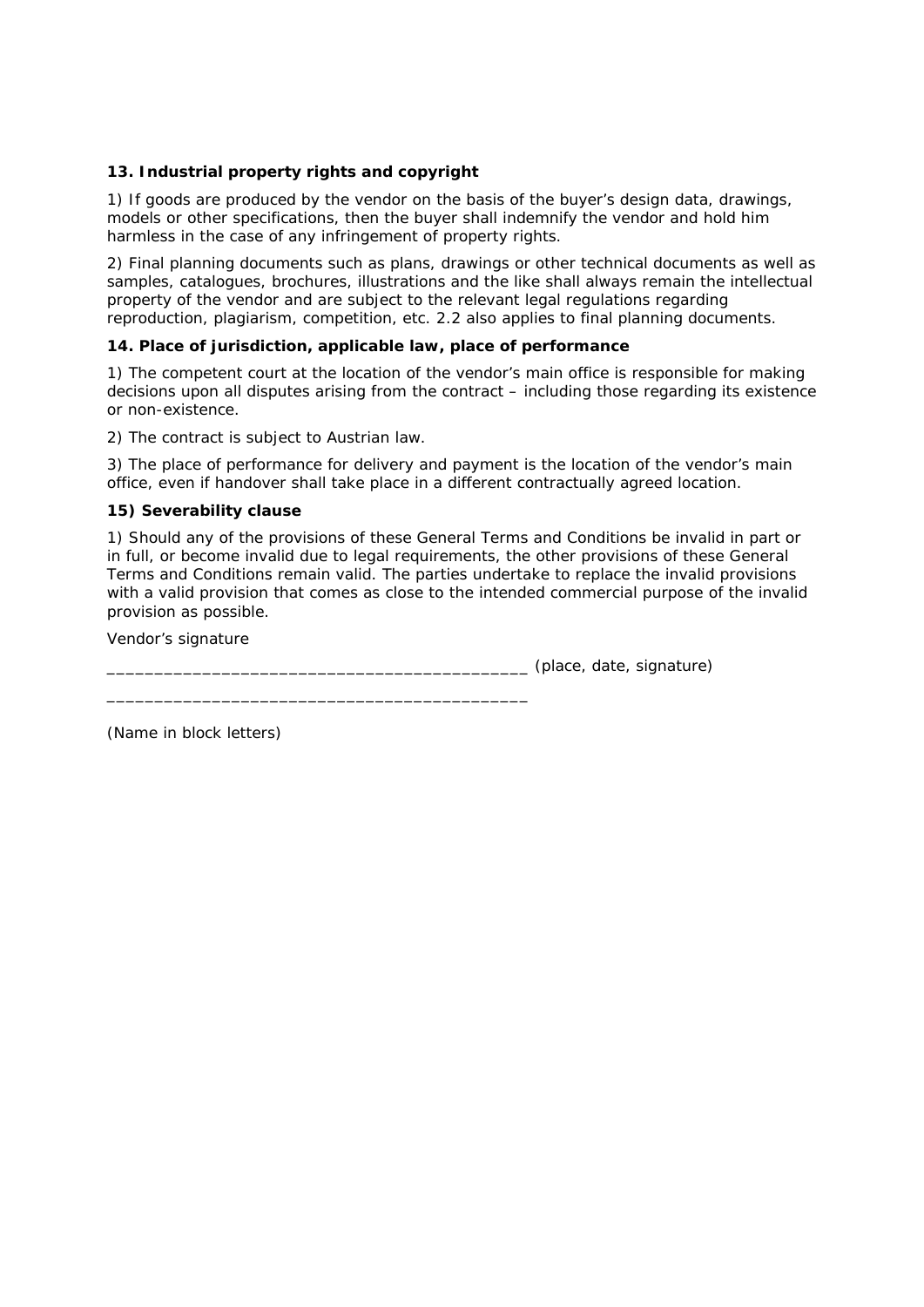**13. Industrial property rights and copyright**

1) If goods are produced by the vendor on the basis of the buyer's design data, drawings, models or other specifications, then the buyer shall indemnify the vendor and hold him harmless in the case of any infringement of property rights.

2) Final planning documents such as plans, drawings or other technical documents as well as samples, catalogues, brochures, illustrations and the like shall always remain the intellectual property of the vendor and are subject to the relevant legal regulations regarding reproduction, plagiarism, competition, etc. 2.2 also applies to final planning documents.

**14. Place of jurisdiction, applicable law, place of performance**

1) The competent court at the location of the vendor's main office is responsible for making decisions upon all disputes arising from the contract – including those regarding its existence or non-existence.

2) The contract is subject to Austrian law.

3) The place of performance for delivery and payment is the location of the vendor's main office, even if handover shall take place in a different contractually agreed location.

**15) Severability clause**

1) Should any of the provisions of these General Terms and Conditions be invalid in part or in full, or become invalid due to legal requirements, the other provisions of these General Terms and Conditions remain valid. The parties undertake to replace the invalid provisions with a valid provision that comes as close to the intended commercial purpose of the invalid provision as possible.

Vendor's signature

____________________________________________ (place, date, signature)

____________________________________________

(Name in block letters)